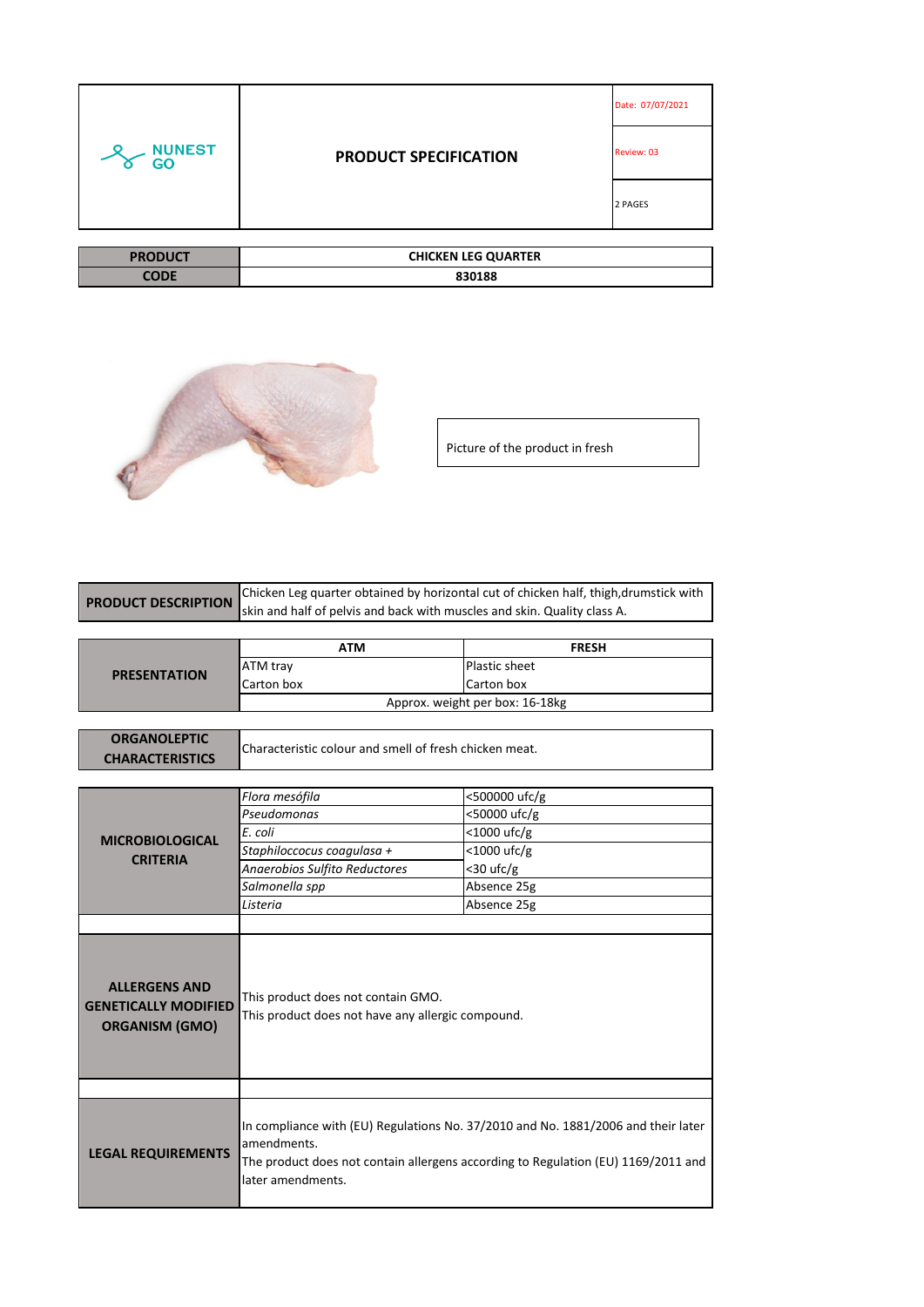NUNEST GO

# PRODUCT SPECIFICATION

Date: 07/07/2021

Review: 03

2 PAGES

| PRODUCT | CHICKEN LEG QUARTER |
|---|---|
| CODE | 830188 |

Picture of the product in fresh

| PRODUCT DESCRIPTION | Chicken Leg quarter obtained by horizontal cut of chicken half, thigh,drumstick with skin and half of pelvis and back with muscles and skin. Quality class A. |
|---|---|

| PRESENTATION | ATM | FRESH |
|---|---|---|
| | ATM tray | Plastic sheet |
| | Carton box | Carton box |
| | Approx. weight per box: 16-18kg | |

| ORGANOLEPTIC CHARACTERISTICS | Characteristic colour and smell of fresh chicken meat. |
|---|---|

| MICROBIOLOGICAL CRITERIA | | |
|---|---|---|
| | *Flora mesófila* | <500000 ufc/g |
| | *Pseudomonas* | <50000 ufc/g |
| | *E. coli* | <1000 ufc/g |
| | *Staphiloccocus coagulasa +* | <1000 ufc/g |
| | *Anaerobios Sulfito Reductores* | <30 ufc/g |
| | *Salmonella spp* | Absence 25g |
| | *Listeria* | Absence 25g |

| ALLERGENS AND GENETICALLY MODIFIED ORGANISM (GMO) | This product does not contain GMO.<br>This product does not have any allergic compound. |
|---|---|

| LEGAL REQUIREMENTS | In compliance with (EU) Regulations No. 37/2010 and No. 1881/2006 and their later amendments.<br>The product does not contain allergens according to Regulation (EU) 1169/2011 and later amendments. |
|---|---|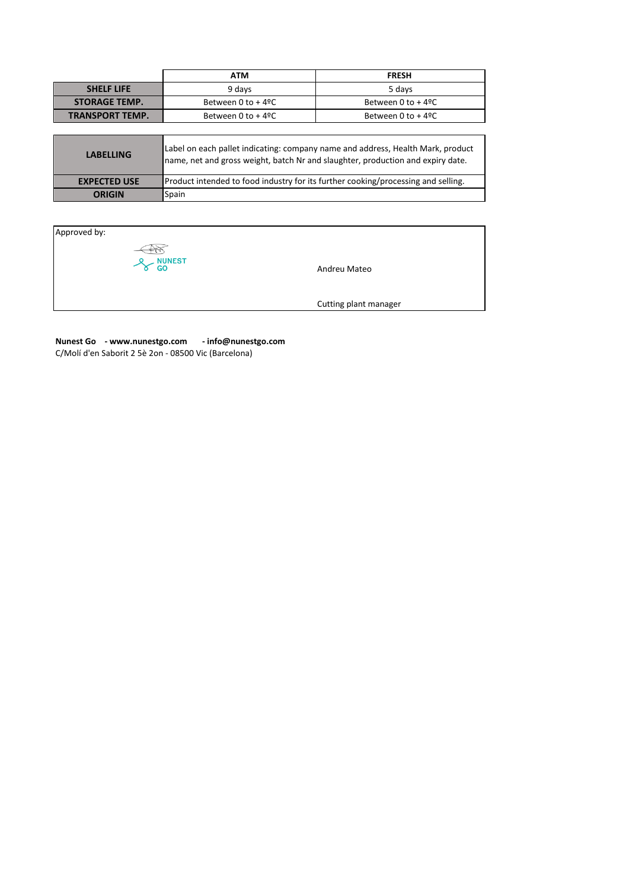| | ATM | FRESH |
|---|---|---|
| **SHELF LIFE** | 9 days | 5 days |
| **STORAGE TEMP.** | Between 0 to + 4ºC | Between 0 to + 4ºC |
| **TRANSPORT TEMP.** | Between 0 to + 4ºC | Between 0 to + 4ºC |

| | |
|---|---|
| **LABELLING** | Label on each pallet indicating: company name and address, Health Mark, product name, net and gross weight, batch Nr and slaughter, production and expiry date. |
| **EXPECTED USE** | Product intended to food industry for its further cooking/processing and selling. |
| **ORIGIN** | Spain |

Approved by:

NUNEST GO

Andreu Mateo

Cutting plant manager

**Nunest Go - www.nunestgo.com - info@nunestgo.com**
C/Molí d'en Saborit 2 5è 2on - 08500 Vic (Barcelona)